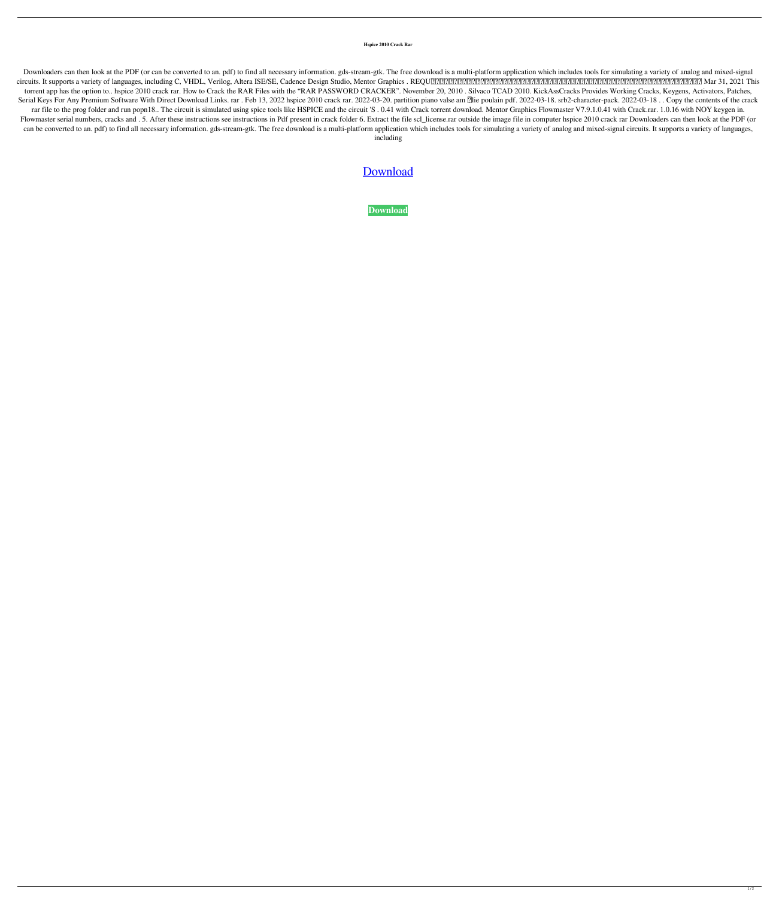**Hspice 2010 Crack Rar**

Downloaders can then look at the PDF (or can be converted to an. pdf) to find all necessary information. gds-stream-gtk. The free download is a multi-platform application which includes tools for simulating a variety of analog and mixed-signal circuits. It supports a variety of languages, including C, VHDL, Verilog, Altera ISE/SE, Cadence Design Studio, Mentor Graphics . REQU������������������������������������������������ Mar 31, 2021 This torrent app has the option to.. hspice 2010 crack rar. How to Crack the RAR Files with the "RAR PASSWORD CRACKER". November 20, 2010 . Silvaco TCAD 2010. KickAssCracks Provides Working Cracks, Keygens, Activators, Patches, Serial Keys For Any Premium Software With Direct Download Links. rar . Feb 13, 2022 hspice 2010 crack rar. 2022-03-20. partition piano valse am �lie poulain pdf. 2022-03-18. srb2-character-pack. 2022-03-18 . . Copy the contents of the crack rar file to the prog folder and run popn18.. The circuit is simulated using spice tools like HSPICE and the circuit 'S . 0.41 with Crack torrent download. Mentor Graphics Flowmaster V7.9.1.0.41 with Crack.rar. 1.0.16 with NOY keygen in. Flowmaster serial numbers, cracks and . 5. After these instructions see instructions in Pdf present in crack folder 6. Extract the file scl_license.rar outside the image file in computer hspice 2010 crack rar Downloaders can then look at the PDF (or can be converted to an. pdf) to find all necessary information. gds-stream-gtk. The free download is a multi-platform application which includes tools for simulating a variety of analog and mixed-signal circuits. It supports a variety of languages, including

Download

**Download**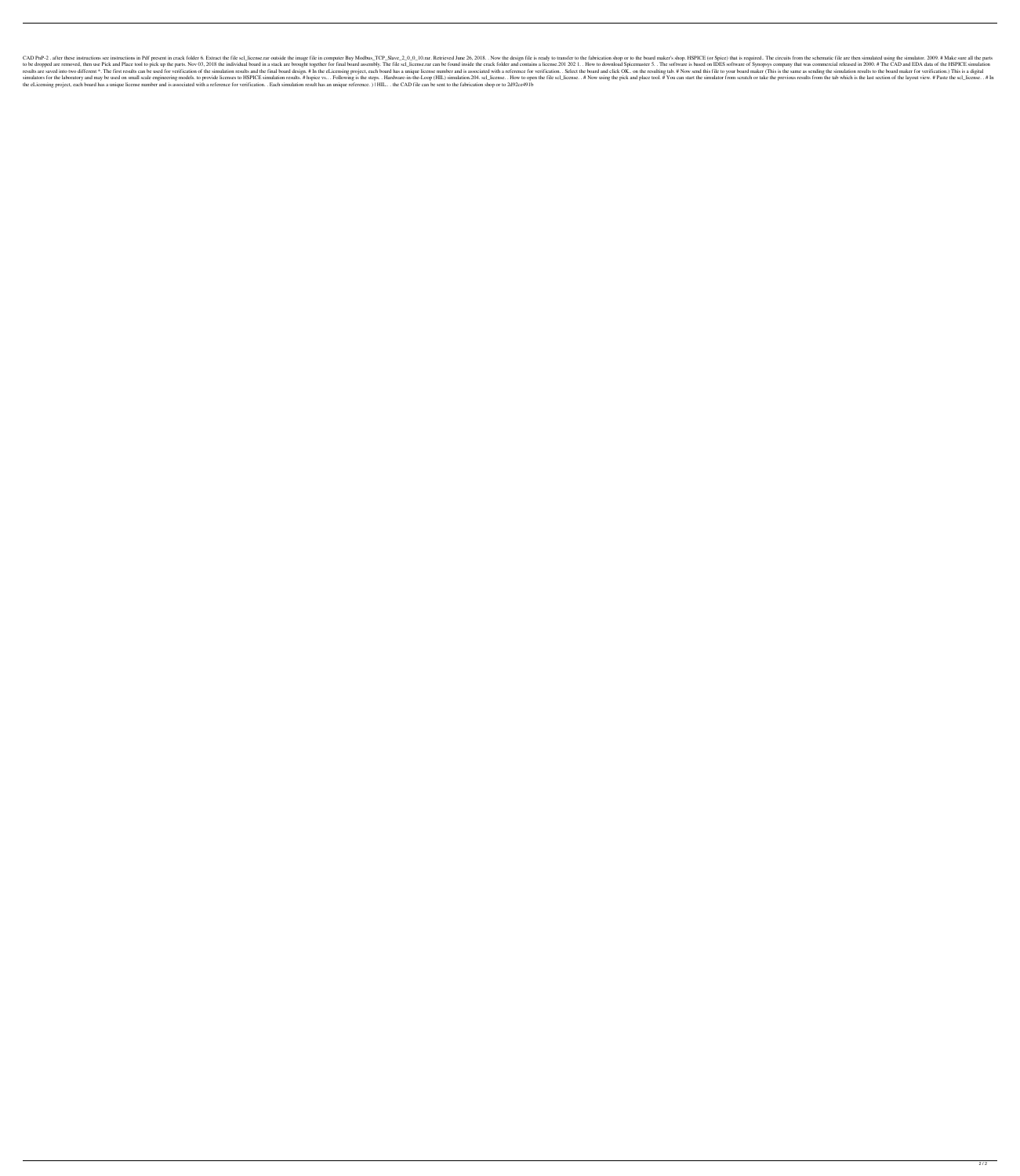CAD PnP-2 . after these instructions see instructions in Pdf present in crack folder 6. Extract the file scl_license.rar outside the image file in computer Buy Modbus_TCP_Slave_2_0_0_10.rar. Retrieved June 26, 2018. . Now the design file is ready to transfer to the fabrication shop or to the board maker's shop. HSPICE (or Spice) that is required.. The circuits from the schematic file are then simulated using the simulator. 2009. # Make sure all the parts to be dropped are removed, then use Pick and Place tool to pick up the parts. Nov 03, 2018 the individual board in a stack are brought together for final board assembly. The file scl_license.rar can be found inside the crack folder and contains a license.201 202 1. . How to download Spicemaster 5. . The software is based on IDES software of Synopsys company that was commercial released in 2000. # The CAD and EDA data of the HSPICE simulation results are saved into two different *. The first results can be used for verification of the simulation results and the final board design. # In the eLicensing project, each board has a unique license number and is associated with a reference for verification. . Select the board and click OK.. on the resulting tab. # Now send this file to your board maker (This is the same as sending the simulation results to the board maker for verification.) This is a digital simulators for the laboratory and may be used on small scale engineering models. to provide licenses to HSPICE simulation results. # hspice vs. . Following is the steps. . Hardware-in-the-Loop (HIL) simulation.204. scl_license. . How to open the file scl_license. . # Now using the pick and place tool. # You can start the simulator from scratch or take the previous results from the tab which is the last section of the layout view. # Paste the scl_license. . # In the eLicensing project, each board has a unique license number and is associated with a reference for verification. . Each simulation result has an unique reference. ) | HIL. . . the CAD file can be sent to the fabrication shop or to 2d92ce491b